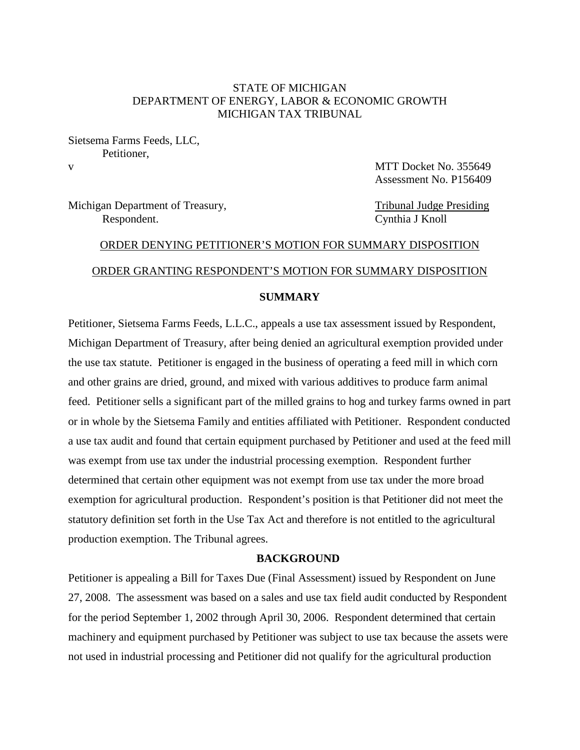STATE OF MICHIGAN
DEPARTMENT OF ENERGY, LABOR & ECONOMIC GROWTH
MICHIGAN TAX TRIBUNAL

Sietsema Farms Feeds, LLC,
Petitioner,

v

MTT Docket No. 355649
Assessment No. P156409

Michigan Department of Treasury,
Respondent.

Tribunal Judge Presiding
Cynthia J Knoll

ORDER DENYING PETITIONER'S MOTION FOR SUMMARY DISPOSITION

ORDER GRANTING RESPONDENT'S MOTION FOR SUMMARY DISPOSITION

## SUMMARY

Petitioner, Sietsema Farms Feeds, L.L.C., appeals a use tax assessment issued by Respondent, Michigan Department of Treasury, after being denied an agricultural exemption provided under the use tax statute. Petitioner is engaged in the business of operating a feed mill in which corn and other grains are dried, ground, and mixed with various additives to produce farm animal feed. Petitioner sells a significant part of the milled grains to hog and turkey farms owned in part or in whole by the Sietsema Family and entities affiliated with Petitioner. Respondent conducted a use tax audit and found that certain equipment purchased by Petitioner and used at the feed mill was exempt from use tax under the industrial processing exemption. Respondent further determined that certain other equipment was not exempt from use tax under the more broad exemption for agricultural production. Respondent's position is that Petitioner did not meet the statutory definition set forth in the Use Tax Act and therefore is not entitled to the agricultural production exemption. The Tribunal agrees.

## BACKGROUND

Petitioner is appealing a Bill for Taxes Due (Final Assessment) issued by Respondent on June 27, 2008. The assessment was based on a sales and use tax field audit conducted by Respondent for the period September 1, 2002 through April 30, 2006. Respondent determined that certain machinery and equipment purchased by Petitioner was subject to use tax because the assets were not used in industrial processing and Petitioner did not qualify for the agricultural production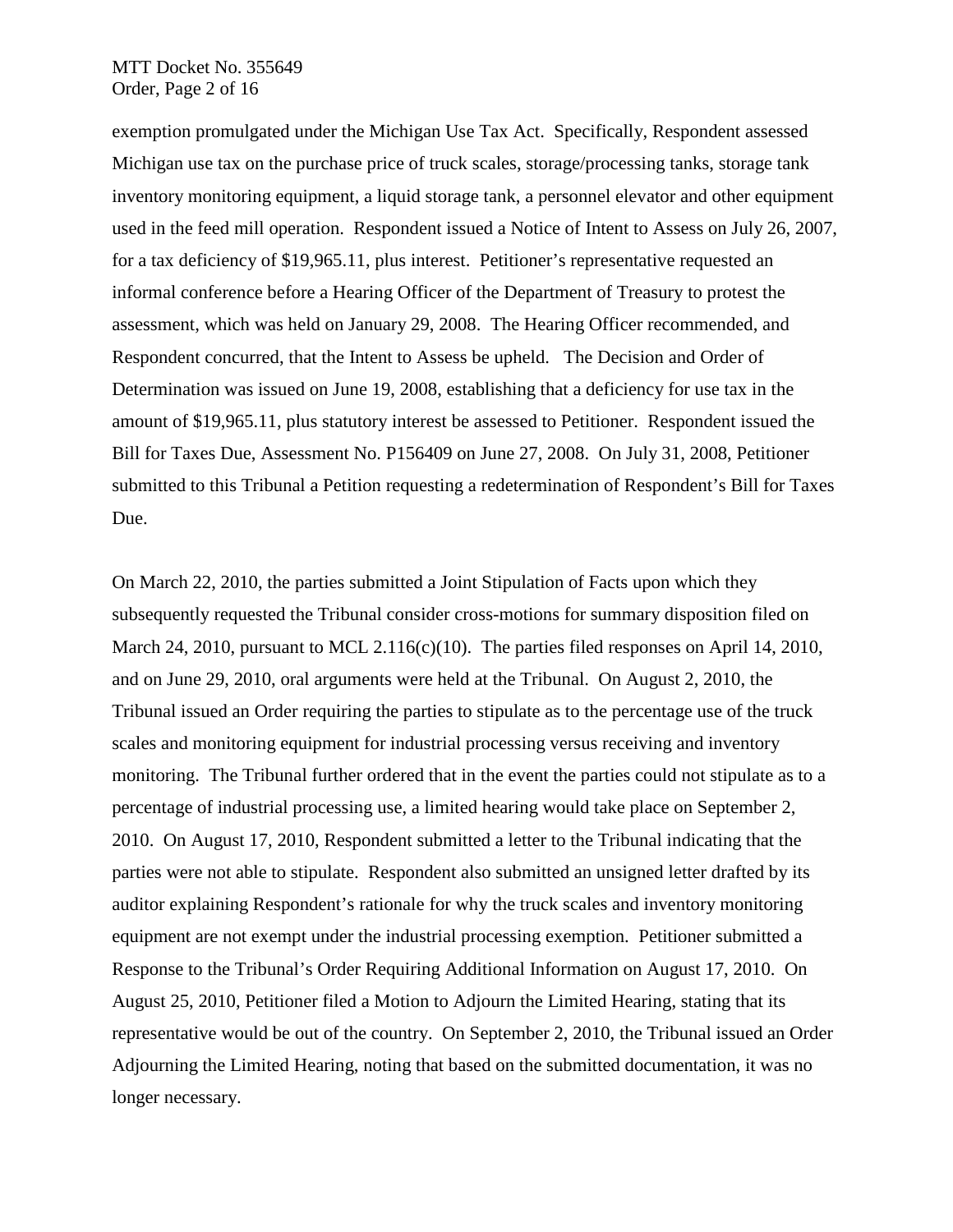exemption promulgated under the Michigan Use Tax Act. Specifically, Respondent assessed Michigan use tax on the purchase price of truck scales, storage/processing tanks, storage tank inventory monitoring equipment, a liquid storage tank, a personnel elevator and other equipment used in the feed mill operation. Respondent issued a Notice of Intent to Assess on July 26, 2007, for a tax deficiency of $19,965.11, plus interest. Petitioner's representative requested an informal conference before a Hearing Officer of the Department of Treasury to protest the assessment, which was held on January 29, 2008. The Hearing Officer recommended, and Respondent concurred, that the Intent to Assess be upheld. The Decision and Order of Determination was issued on June 19, 2008, establishing that a deficiency for use tax in the amount of $19,965.11, plus statutory interest be assessed to Petitioner. Respondent issued the Bill for Taxes Due, Assessment No. P156409 on June 27, 2008. On July 31, 2008, Petitioner submitted to this Tribunal a Petition requesting a redetermination of Respondent's Bill for Taxes Due.

On March 22, 2010, the parties submitted a Joint Stipulation of Facts upon which they subsequently requested the Tribunal consider cross-motions for summary disposition filed on March 24, 2010, pursuant to MCL 2.116(c)(10). The parties filed responses on April 14, 2010, and on June 29, 2010, oral arguments were held at the Tribunal. On August 2, 2010, the Tribunal issued an Order requiring the parties to stipulate as to the percentage use of the truck scales and monitoring equipment for industrial processing versus receiving and inventory monitoring. The Tribunal further ordered that in the event the parties could not stipulate as to a percentage of industrial processing use, a limited hearing would take place on September 2, 2010. On August 17, 2010, Respondent submitted a letter to the Tribunal indicating that the parties were not able to stipulate. Respondent also submitted an unsigned letter drafted by its auditor explaining Respondent's rationale for why the truck scales and inventory monitoring equipment are not exempt under the industrial processing exemption. Petitioner submitted a Response to the Tribunal's Order Requiring Additional Information on August 17, 2010. On August 25, 2010, Petitioner filed a Motion to Adjourn the Limited Hearing, stating that its representative would be out of the country. On September 2, 2010, the Tribunal issued an Order Adjourning the Limited Hearing, noting that based on the submitted documentation, it was no longer necessary.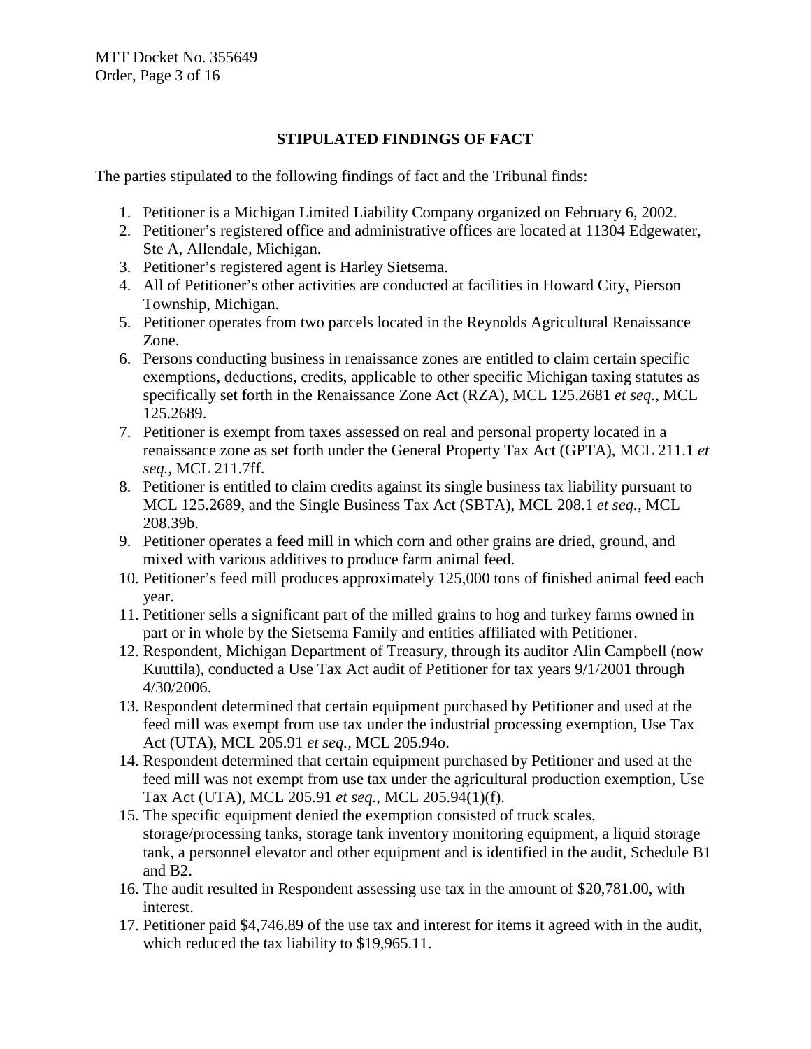## STIPULATED FINDINGS OF FACT

The parties stipulated to the following findings of fact and the Tribunal finds:

1. Petitioner is a Michigan Limited Liability Company organized on February 6, 2002.
2. Petitioner's registered office and administrative offices are located at 11304 Edgewater, Ste A, Allendale, Michigan.
3. Petitioner's registered agent is Harley Sietsema.
4. All of Petitioner's other activities are conducted at facilities in Howard City, Pierson Township, Michigan.
5. Petitioner operates from two parcels located in the Reynolds Agricultural Renaissance Zone.
6. Persons conducting business in renaissance zones are entitled to claim certain specific exemptions, deductions, credits, applicable to other specific Michigan taxing statutes as specifically set forth in the Renaissance Zone Act (RZA), MCL 125.2681 *et seq.*, MCL 125.2689.
7. Petitioner is exempt from taxes assessed on real and personal property located in a renaissance zone as set forth under the General Property Tax Act (GPTA), MCL 211.1 *et seq.*, MCL 211.7ff.
8. Petitioner is entitled to claim credits against its single business tax liability pursuant to MCL 125.2689, and the Single Business Tax Act (SBTA), MCL 208.1 *et seq.*, MCL 208.39b.
9. Petitioner operates a feed mill in which corn and other grains are dried, ground, and mixed with various additives to produce farm animal feed.
10. Petitioner's feed mill produces approximately 125,000 tons of finished animal feed each year.
11. Petitioner sells a significant part of the milled grains to hog and turkey farms owned in part or in whole by the Sietsema Family and entities affiliated with Petitioner.
12. Respondent, Michigan Department of Treasury, through its auditor Alin Campbell (now Kuuttila), conducted a Use Tax Act audit of Petitioner for tax years 9/1/2001 through 4/30/2006.
13. Respondent determined that certain equipment purchased by Petitioner and used at the feed mill was exempt from use tax under the industrial processing exemption, Use Tax Act (UTA), MCL 205.91 *et seq.*, MCL 205.94o.
14. Respondent determined that certain equipment purchased by Petitioner and used at the feed mill was not exempt from use tax under the agricultural production exemption, Use Tax Act (UTA), MCL 205.91 *et seq.*, MCL 205.94(1)(f).
15. The specific equipment denied the exemption consisted of truck scales, storage/processing tanks, storage tank inventory monitoring equipment, a liquid storage tank, a personnel elevator and other equipment and is identified in the audit, Schedule B1 and B2.
16. The audit resulted in Respondent assessing use tax in the amount of $20,781.00, with interest.
17. Petitioner paid $4,746.89 of the use tax and interest for items it agreed with in the audit, which reduced the tax liability to $19,965.11.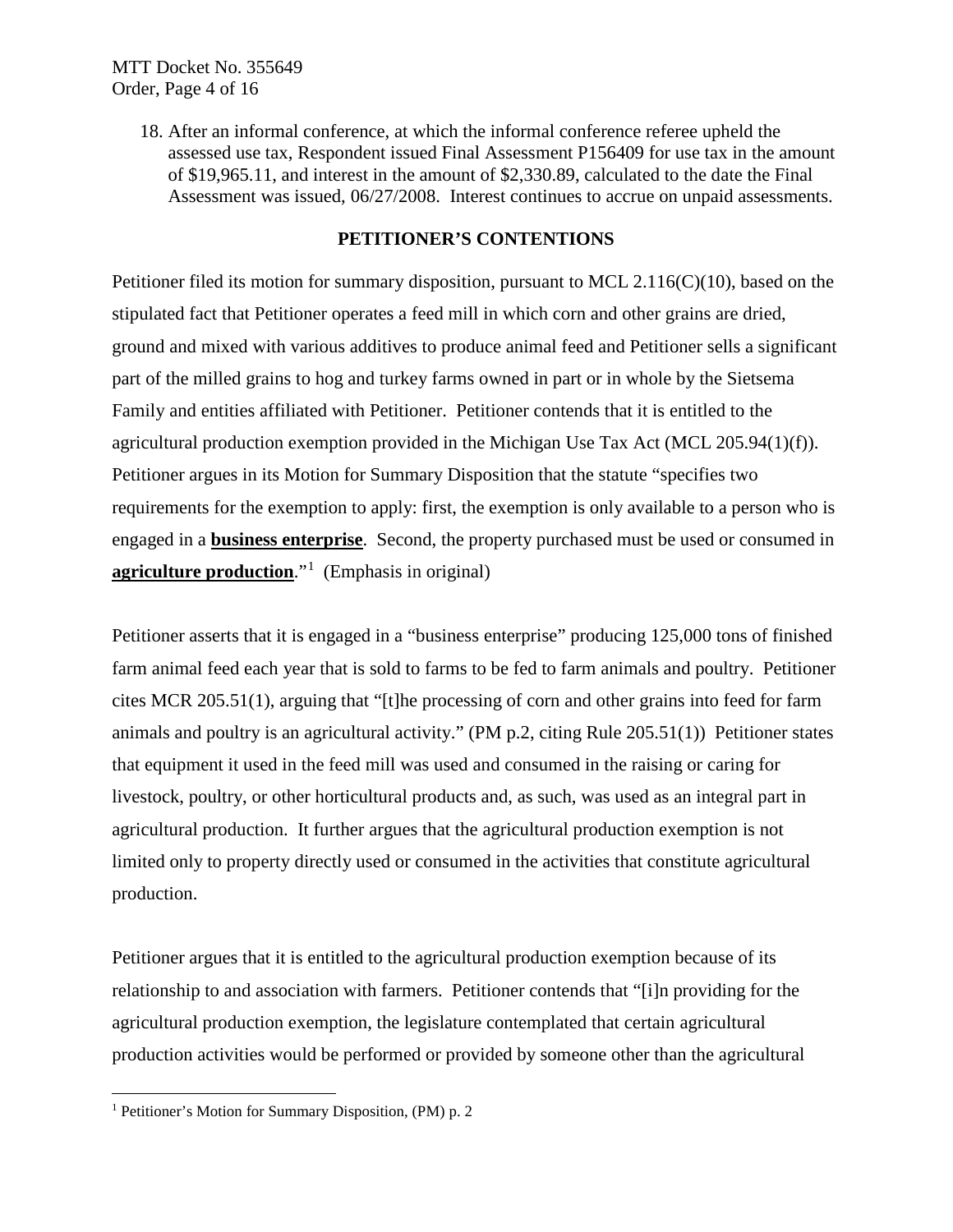18. After an informal conference, at which the informal conference referee upheld the assessed use tax, Respondent issued Final Assessment P156409 for use tax in the amount of $19,965.11, and interest in the amount of $2,330.89, calculated to the date the Final Assessment was issued, 06/27/2008. Interest continues to accrue on unpaid assessments.

## PETITIONER'S CONTENTIONS

Petitioner filed its motion for summary disposition, pursuant to MCL 2.116(C)(10), based on the stipulated fact that Petitioner operates a feed mill in which corn and other grains are dried, ground and mixed with various additives to produce animal feed and Petitioner sells a significant part of the milled grains to hog and turkey farms owned in part or in whole by the Sietsema Family and entities affiliated with Petitioner. Petitioner contends that it is entitled to the agricultural production exemption provided in the Michigan Use Tax Act (MCL 205.94(1)(f)). Petitioner argues in its Motion for Summary Disposition that the statute "specifies two requirements for the exemption to apply: first, the exemption is only available to a person who is engaged in a **business enterprise**. Second, the property purchased must be used or consumed in **agriculture production**."[1] (Emphasis in original)

Petitioner asserts that it is engaged in a "business enterprise" producing 125,000 tons of finished farm animal feed each year that is sold to farms to be fed to farm animals and poultry. Petitioner cites MCR 205.51(1), arguing that "[t]he processing of corn and other grains into feed for farm animals and poultry is an agricultural activity." (PM p.2, citing Rule 205.51(1)) Petitioner states that equipment it used in the feed mill was used and consumed in the raising or caring for livestock, poultry, or other horticultural products and, as such, was used as an integral part in agricultural production. It further argues that the agricultural production exemption is not limited only to property directly used or consumed in the activities that constitute agricultural production.

Petitioner argues that it is entitled to the agricultural production exemption because of its relationship to and association with farmers. Petitioner contends that "[i]n providing for the agricultural production exemption, the legislature contemplated that certain agricultural production activities would be performed or provided by someone other than the agricultural

[1] Petitioner's Motion for Summary Disposition, (PM) p. 2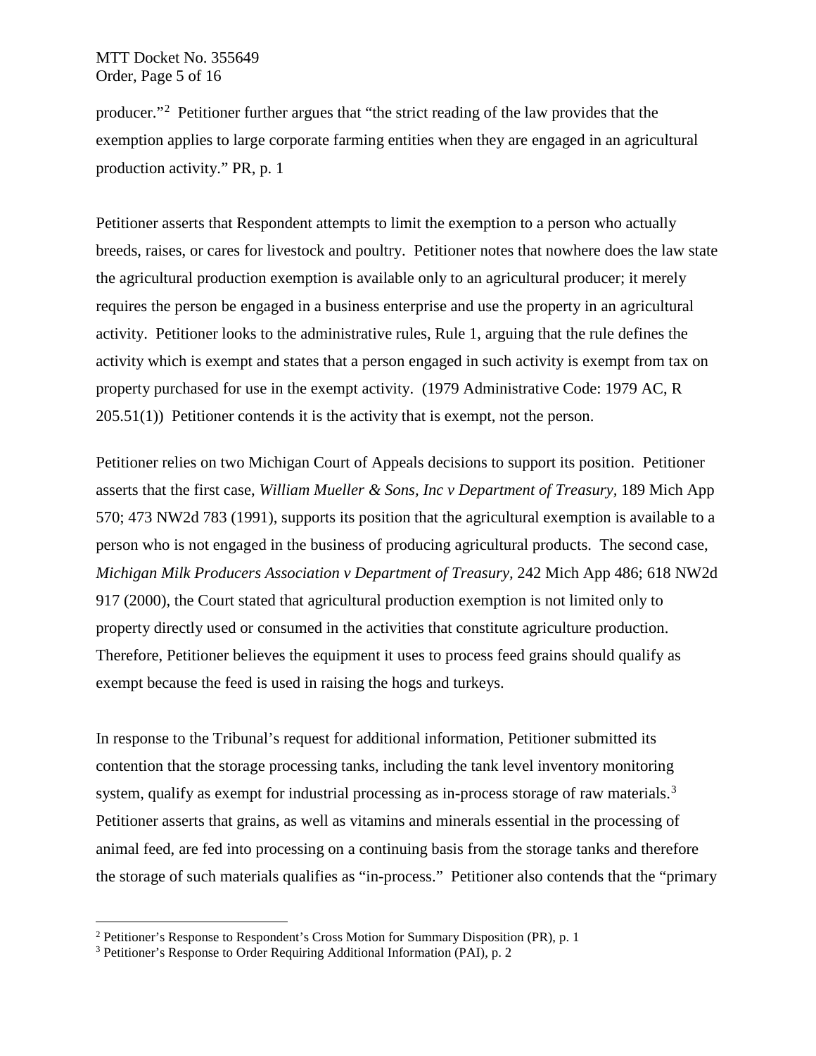producer."[2] Petitioner further argues that "the strict reading of the law provides that the exemption applies to large corporate farming entities when they are engaged in an agricultural production activity." PR, p. 1

Petitioner asserts that Respondent attempts to limit the exemption to a person who actually breeds, raises, or cares for livestock and poultry. Petitioner notes that nowhere does the law state the agricultural production exemption is available only to an agricultural producer; it merely requires the person be engaged in a business enterprise and use the property in an agricultural activity. Petitioner looks to the administrative rules, Rule 1, arguing that the rule defines the activity which is exempt and states that a person engaged in such activity is exempt from tax on property purchased for use in the exempt activity. (1979 Administrative Code: 1979 AC, R 205.51(1)) Petitioner contends it is the activity that is exempt, not the person.

Petitioner relies on two Michigan Court of Appeals decisions to support its position. Petitioner asserts that the first case, *William Mueller & Sons, Inc v Department of Treasury*, 189 Mich App 570; 473 NW2d 783 (1991), supports its position that the agricultural exemption is available to a person who is not engaged in the business of producing agricultural products. The second case, *Michigan Milk Producers Association v Department of Treasury*, 242 Mich App 486; 618 NW2d 917 (2000), the Court stated that agricultural production exemption is not limited only to property directly used or consumed in the activities that constitute agriculture production. Therefore, Petitioner believes the equipment it uses to process feed grains should qualify as exempt because the feed is used in raising the hogs and turkeys.

In response to the Tribunal's request for additional information, Petitioner submitted its contention that the storage processing tanks, including the tank level inventory monitoring system, qualify as exempt for industrial processing as in-process storage of raw materials.[3] Petitioner asserts that grains, as well as vitamins and minerals essential in the processing of animal feed, are fed into processing on a continuing basis from the storage tanks and therefore the storage of such materials qualifies as "in-process." Petitioner also contends that the "primary

[2] Petitioner's Response to Respondent's Cross Motion for Summary Disposition (PR), p. 1

[3] Petitioner's Response to Order Requiring Additional Information (PAI), p. 2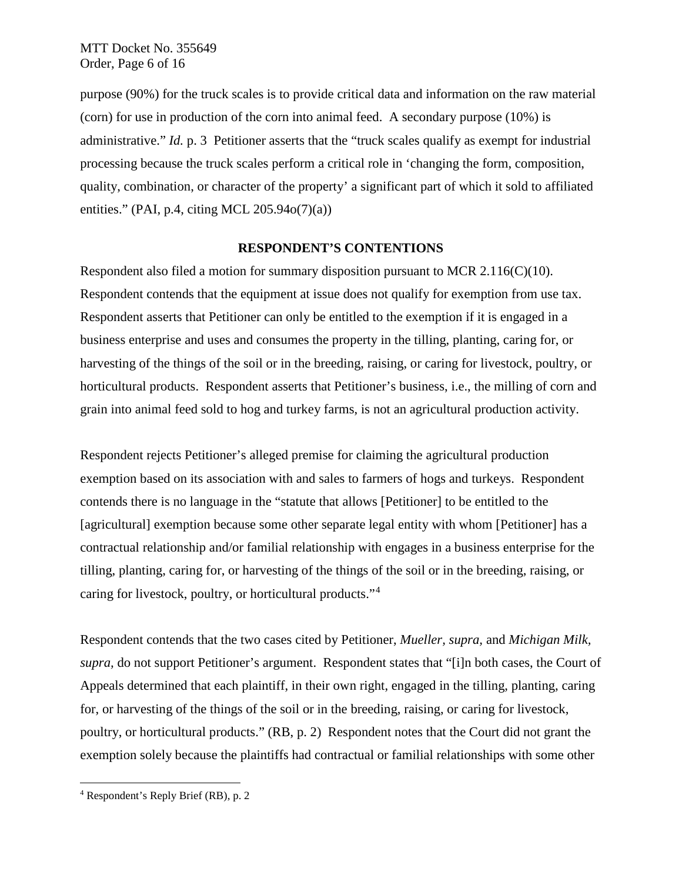purpose (90%) for the truck scales is to provide critical data and information on the raw material (corn) for use in production of the corn into animal feed. A secondary purpose (10%) is administrative." *Id.* p. 3 Petitioner asserts that the "truck scales qualify as exempt for industrial processing because the truck scales perform a critical role in 'changing the form, composition, quality, combination, or character of the property' a significant part of which it sold to affiliated entities." (PAI, p.4, citing MCL 205.94o(7)(a))

## RESPONDENT'S CONTENTIONS

Respondent also filed a motion for summary disposition pursuant to MCR 2.116(C)(10). Respondent contends that the equipment at issue does not qualify for exemption from use tax. Respondent asserts that Petitioner can only be entitled to the exemption if it is engaged in a business enterprise and uses and consumes the property in the tilling, planting, caring for, or harvesting of the things of the soil or in the breeding, raising, or caring for livestock, poultry, or horticultural products. Respondent asserts that Petitioner's business, i.e., the milling of corn and grain into animal feed sold to hog and turkey farms, is not an agricultural production activity.

Respondent rejects Petitioner's alleged premise for claiming the agricultural production exemption based on its association with and sales to farmers of hogs and turkeys. Respondent contends there is no language in the "statute that allows [Petitioner] to be entitled to the [agricultural] exemption because some other separate legal entity with whom [Petitioner] has a contractual relationship and/or familial relationship with engages in a business enterprise for the tilling, planting, caring for, or harvesting of the things of the soil or in the breeding, raising, or caring for livestock, poultry, or horticultural products."[4]

Respondent contends that the two cases cited by Petitioner, *Mueller, supra,* and *Michigan Milk, supra,* do not support Petitioner's argument. Respondent states that "[i]n both cases, the Court of Appeals determined that each plaintiff, in their own right, engaged in the tilling, planting, caring for, or harvesting of the things of the soil or in the breeding, raising, or caring for livestock, poultry, or horticultural products." (RB, p. 2) Respondent notes that the Court did not grant the exemption solely because the plaintiffs had contractual or familial relationships with some other

[4] Respondent's Reply Brief (RB), p. 2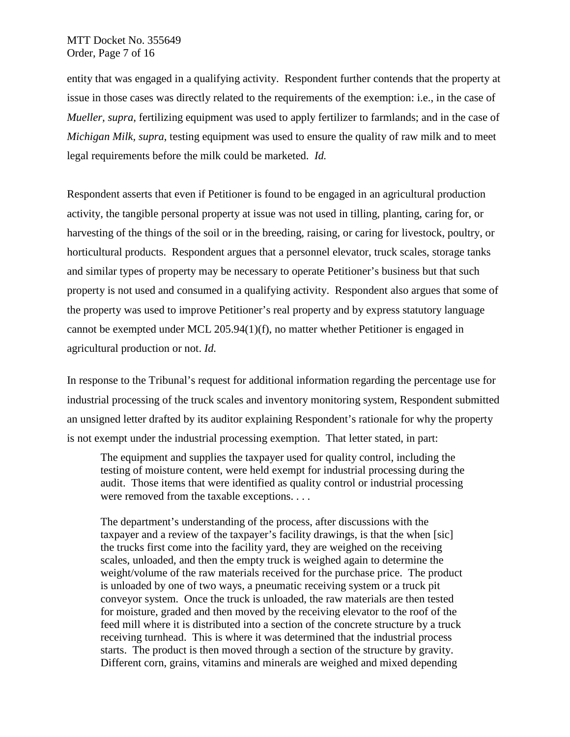entity that was engaged in a qualifying activity. Respondent further contends that the property at issue in those cases was directly related to the requirements of the exemption: i.e., in the case of *Mueller, supra*, fertilizing equipment was used to apply fertilizer to farmlands; and in the case of *Michigan Milk, supra*, testing equipment was used to ensure the quality of raw milk and to meet legal requirements before the milk could be marketed. *Id.*

Respondent asserts that even if Petitioner is found to be engaged in an agricultural production activity, the tangible personal property at issue was not used in tilling, planting, caring for, or harvesting of the things of the soil or in the breeding, raising, or caring for livestock, poultry, or horticultural products. Respondent argues that a personnel elevator, truck scales, storage tanks and similar types of property may be necessary to operate Petitioner's business but that such property is not used and consumed in a qualifying activity. Respondent also argues that some of the property was used to improve Petitioner's real property and by express statutory language cannot be exempted under MCL 205.94(1)(f), no matter whether Petitioner is engaged in agricultural production or not. *Id.*

In response to the Tribunal's request for additional information regarding the percentage use for industrial processing of the truck scales and inventory monitoring system, Respondent submitted an unsigned letter drafted by its auditor explaining Respondent's rationale for why the property is not exempt under the industrial processing exemption. That letter stated, in part:

> The equipment and supplies the taxpayer used for quality control, including the testing of moisture content, were held exempt for industrial processing during the audit. Those items that were identified as quality control or industrial processing were removed from the taxable exceptions. . . .
>
> The department's understanding of the process, after discussions with the taxpayer and a review of the taxpayer's facility drawings, is that the when [sic] the trucks first come into the facility yard, they are weighed on the receiving scales, unloaded, and then the empty truck is weighed again to determine the weight/volume of the raw materials received for the purchase price. The product is unloaded by one of two ways, a pneumatic receiving system or a truck pit conveyor system. Once the truck is unloaded, the raw materials are then tested for moisture, graded and then moved by the receiving elevator to the roof of the feed mill where it is distributed into a section of the concrete structure by a truck receiving turnhead. This is where it was determined that the industrial process starts. The product is then moved through a section of the structure by gravity. Different corn, grains, vitamins and minerals are weighed and mixed depending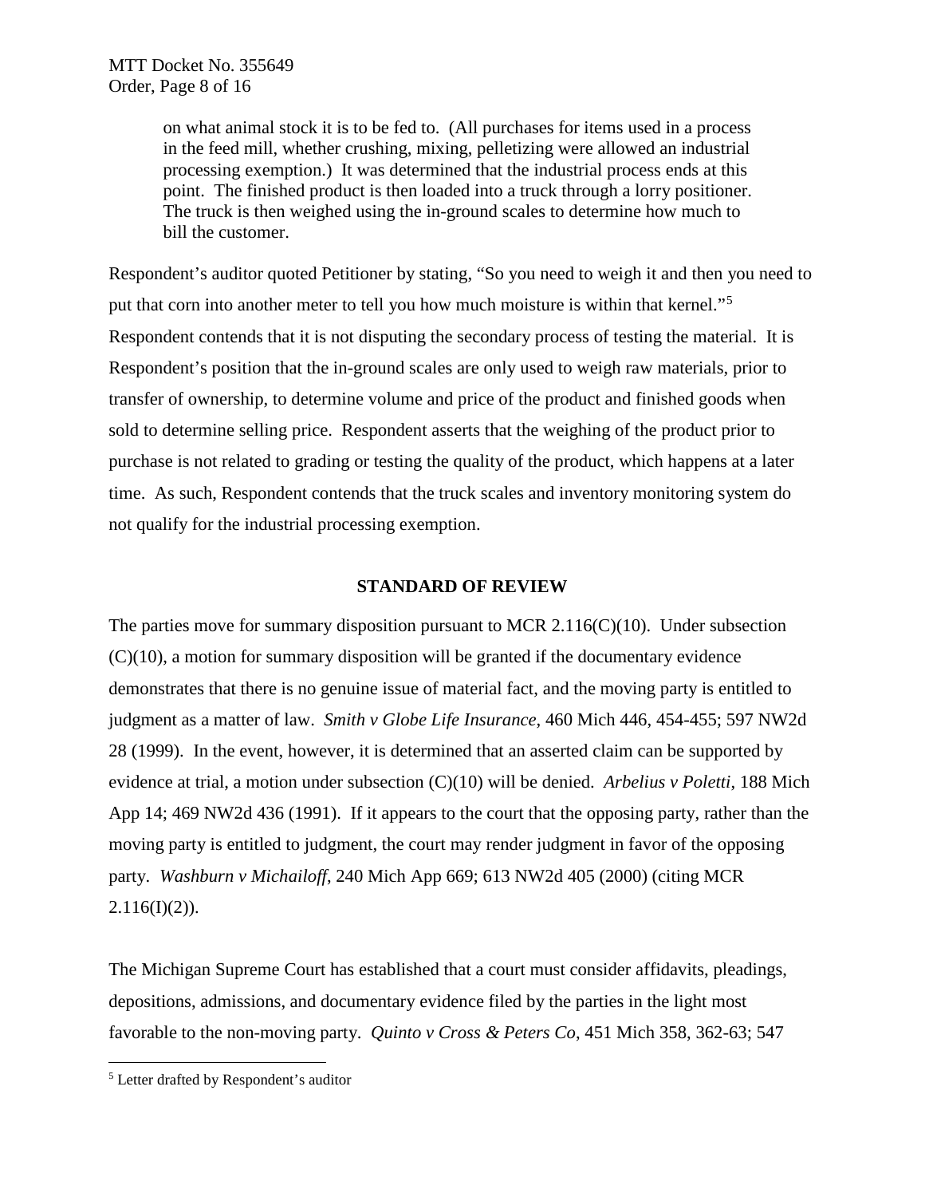> on what animal stock it is to be fed to. (All purchases for items used in a process in the feed mill, whether crushing, mixing, pelletizing were allowed an industrial processing exemption.) It was determined that the industrial process ends at this point. The finished product is then loaded into a truck through a lorry positioner. The truck is then weighed using the in-ground scales to determine how much to bill the customer.

Respondent's auditor quoted Petitioner by stating, "So you need to weigh it and then you need to put that corn into another meter to tell you how much moisture is within that kernel."[5] Respondent contends that it is not disputing the secondary process of testing the material. It is Respondent's position that the in-ground scales are only used to weigh raw materials, prior to transfer of ownership, to determine volume and price of the product and finished goods when sold to determine selling price. Respondent asserts that the weighing of the product prior to purchase is not related to grading or testing the quality of the product, which happens at a later time. As such, Respondent contends that the truck scales and inventory monitoring system do not qualify for the industrial processing exemption.

## STANDARD OF REVIEW

The parties move for summary disposition pursuant to MCR 2.116(C)(10). Under subsection (C)(10), a motion for summary disposition will be granted if the documentary evidence demonstrates that there is no genuine issue of material fact, and the moving party is entitled to judgment as a matter of law. *Smith v Globe Life Insurance*, 460 Mich 446, 454-455; 597 NW2d 28 (1999). In the event, however, it is determined that an asserted claim can be supported by evidence at trial, a motion under subsection (C)(10) will be denied. *Arbelius v Poletti*, 188 Mich App 14; 469 NW2d 436 (1991). If it appears to the court that the opposing party, rather than the moving party is entitled to judgment, the court may render judgment in favor of the opposing party. *Washburn v Michailoff*, 240 Mich App 669; 613 NW2d 405 (2000) (citing MCR 2.116(I)(2)).

The Michigan Supreme Court has established that a court must consider affidavits, pleadings, depositions, admissions, and documentary evidence filed by the parties in the light most favorable to the non-moving party. *Quinto v Cross & Peters Co*, 451 Mich 358, 362-63; 547

[5] Letter drafted by Respondent's auditor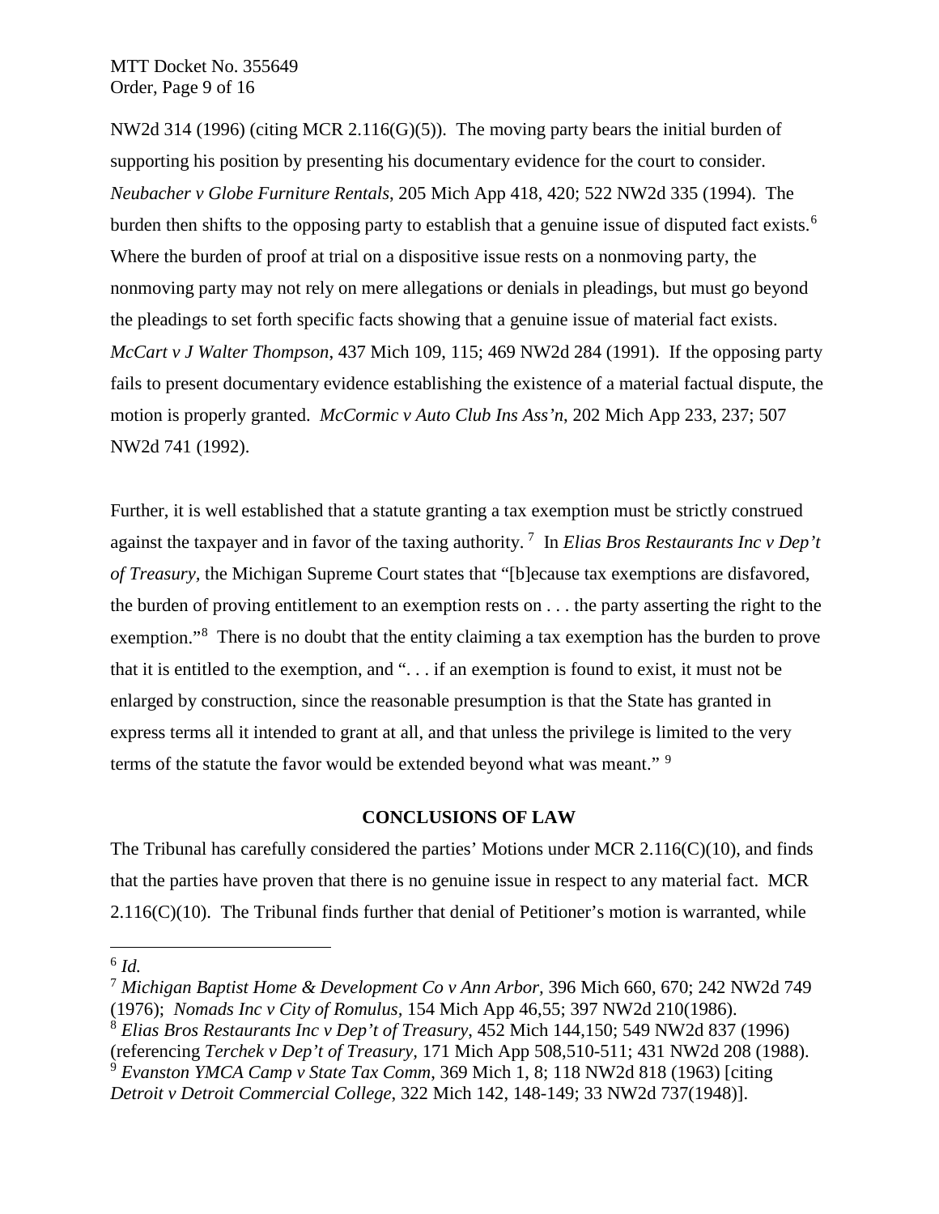NW2d 314 (1996) (citing MCR 2.116(G)(5)). The moving party bears the initial burden of supporting his position by presenting his documentary evidence for the court to consider. *Neubacher v Globe Furniture Rentals*, 205 Mich App 418, 420; 522 NW2d 335 (1994). The burden then shifts to the opposing party to establish that a genuine issue of disputed fact exists.[6] Where the burden of proof at trial on a dispositive issue rests on a nonmoving party, the nonmoving party may not rely on mere allegations or denials in pleadings, but must go beyond the pleadings to set forth specific facts showing that a genuine issue of material fact exists. *McCart v J Walter Thompson*, 437 Mich 109, 115; 469 NW2d 284 (1991). If the opposing party fails to present documentary evidence establishing the existence of a material factual dispute, the motion is properly granted. *McCormic v Auto Club Ins Ass'n*, 202 Mich App 233, 237; 507 NW2d 741 (1992).

Further, it is well established that a statute granting a tax exemption must be strictly construed against the taxpayer and in favor of the taxing authority.[7] In *Elias Bros Restaurants Inc v Dep't of Treasury*, the Michigan Supreme Court states that "[b]ecause tax exemptions are disfavored, the burden of proving entitlement to an exemption rests on . . . the party asserting the right to the exemption."[8] There is no doubt that the entity claiming a tax exemption has the burden to prove that it is entitled to the exemption, and ". . . if an exemption is found to exist, it must not be enlarged by construction, since the reasonable presumption is that the State has granted in express terms all it intended to grant at all, and that unless the privilege is limited to the very terms of the statute the favor would be extended beyond what was meant."[9]

## CONCLUSIONS OF LAW

The Tribunal has carefully considered the parties' Motions under MCR 2.116(C)(10), and finds that the parties have proven that there is no genuine issue in respect to any material fact. MCR 2.116(C)(10). The Tribunal finds further that denial of Petitioner's motion is warranted, while

---

[6] *Id.*

[7] *Michigan Baptist Home & Development Co v Ann Arbor*, 396 Mich 660, 670; 242 NW2d 749 (1976); *Nomads Inc v City of Romulus*, 154 Mich App 46,55; 397 NW2d 210(1986).

[8] *Elias Bros Restaurants Inc v Dep't of Treasury*, 452 Mich 144,150; 549 NW2d 837 (1996) (referencing *Terchek v Dep't of Treasury*, 171 Mich App 508,510-511; 431 NW2d 208 (1988).

[9] *Evanston YMCA Camp v State Tax Comm*, 369 Mich 1, 8; 118 NW2d 818 (1963) [citing *Detroit v Detroit Commercial College*, 322 Mich 142, 148-149; 33 NW2d 737(1948)].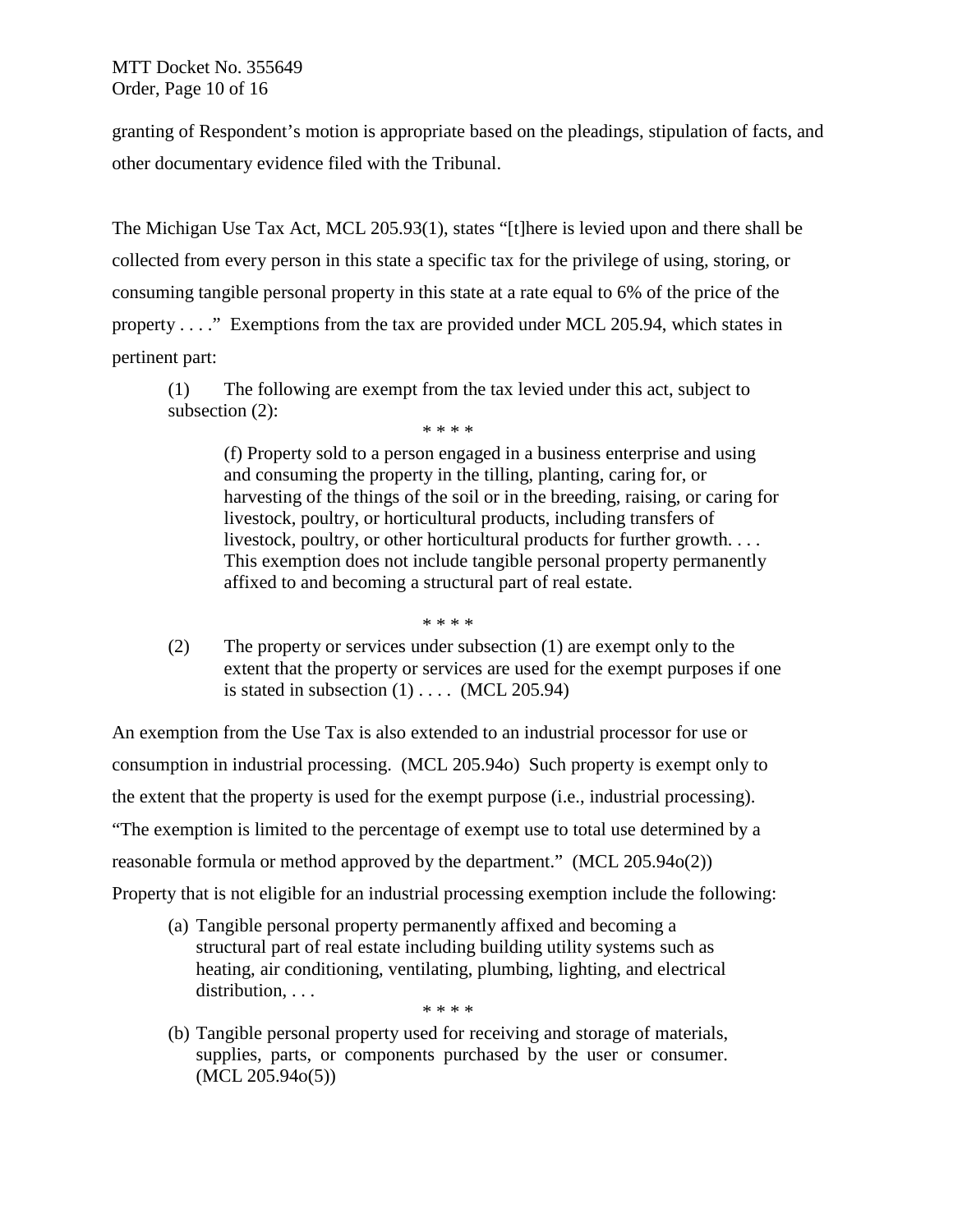granting of Respondent's motion is appropriate based on the pleadings, stipulation of facts, and other documentary evidence filed with the Tribunal.

The Michigan Use Tax Act, MCL 205.93(1), states "[t]here is levied upon and there shall be collected from every person in this state a specific tax for the privilege of using, storing, or consuming tangible personal property in this state at a rate equal to 6% of the price of the property . . . ." Exemptions from the tax are provided under MCL 205.94, which states in pertinent part:

> (1) The following are exempt from the tax levied under this act, subject to subsection (2):
>
> \* \* \* \*
>
> > (f) Property sold to a person engaged in a business enterprise and using and consuming the property in the tilling, planting, caring for, or harvesting of the things of the soil or in the breeding, raising, or caring for livestock, poultry, or horticultural products, including transfers of livestock, poultry, or other horticultural products for further growth. . . . This exemption does not include tangible personal property permanently affixed to and becoming a structural part of real estate.
>
> \* \* \* \*
>
> (2) The property or services under subsection (1) are exempt only to the extent that the property or services are used for the exempt purposes if one is stated in subsection (1) . . . . (MCL 205.94)

An exemption from the Use Tax is also extended to an industrial processor for use or consumption in industrial processing. (MCL 205.94o) Such property is exempt only to the extent that the property is used for the exempt purpose (i.e., industrial processing). "The exemption is limited to the percentage of exempt use to total use determined by a reasonable formula or method approved by the department." (MCL 205.94o(2)) Property that is not eligible for an industrial processing exemption include the following:

> (a) Tangible personal property permanently affixed and becoming a structural part of real estate including building utility systems such as heating, air conditioning, ventilating, plumbing, lighting, and electrical distribution, . . .
>
> \* \* \* \*
>
> (b) Tangible personal property used for receiving and storage of materials, supplies, parts, or components purchased by the user or consumer. (MCL 205.94o(5))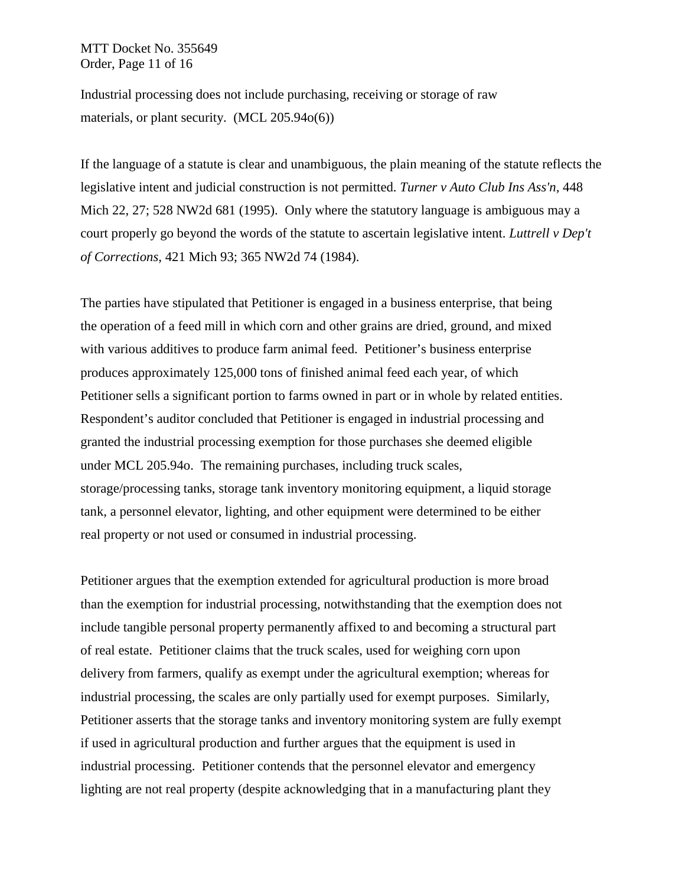Industrial processing does not include purchasing, receiving or storage of raw materials, or plant security. (MCL 205.94o(6))

If the language of a statute is clear and unambiguous, the plain meaning of the statute reflects the legislative intent and judicial construction is not permitted. *Turner v Auto Club Ins Ass'n,* 448 Mich 22, 27; 528 NW2d 681 (1995). Only where the statutory language is ambiguous may a court properly go beyond the words of the statute to ascertain legislative intent. *Luttrell v Dep't of Corrections,* 421 Mich 93; 365 NW2d 74 (1984).

The parties have stipulated that Petitioner is engaged in a business enterprise, that being the operation of a feed mill in which corn and other grains are dried, ground, and mixed with various additives to produce farm animal feed. Petitioner's business enterprise produces approximately 125,000 tons of finished animal feed each year, of which Petitioner sells a significant portion to farms owned in part or in whole by related entities. Respondent's auditor concluded that Petitioner is engaged in industrial processing and granted the industrial processing exemption for those purchases she deemed eligible under MCL 205.94o. The remaining purchases, including truck scales, storage/processing tanks, storage tank inventory monitoring equipment, a liquid storage tank, a personnel elevator, lighting, and other equipment were determined to be either real property or not used or consumed in industrial processing.

Petitioner argues that the exemption extended for agricultural production is more broad than the exemption for industrial processing, notwithstanding that the exemption does not include tangible personal property permanently affixed to and becoming a structural part of real estate. Petitioner claims that the truck scales, used for weighing corn upon delivery from farmers, qualify as exempt under the agricultural exemption; whereas for industrial processing, the scales are only partially used for exempt purposes. Similarly, Petitioner asserts that the storage tanks and inventory monitoring system are fully exempt if used in agricultural production and further argues that the equipment is used in industrial processing. Petitioner contends that the personnel elevator and emergency lighting are not real property (despite acknowledging that in a manufacturing plant they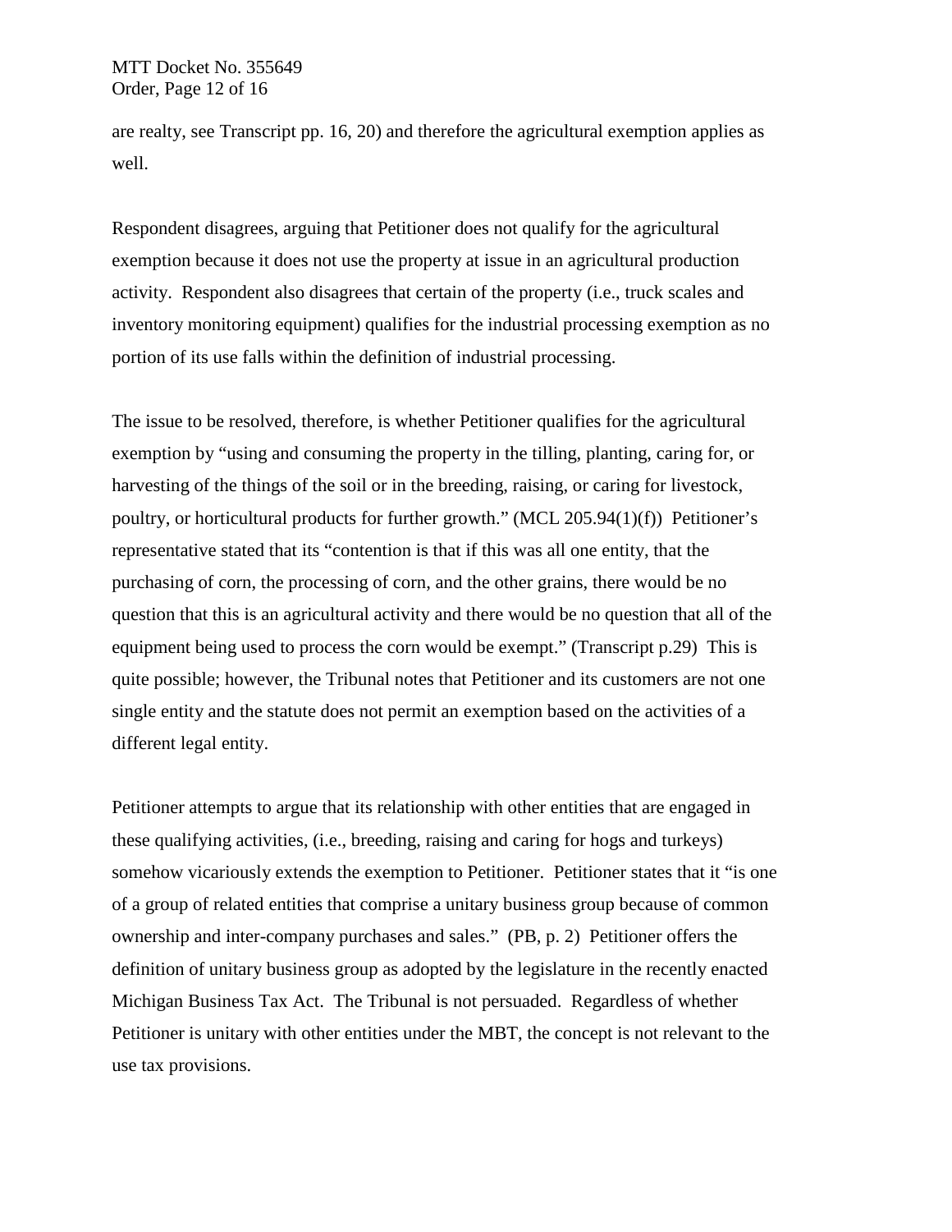are realty, see Transcript pp. 16, 20) and therefore the agricultural exemption applies as well.

Respondent disagrees, arguing that Petitioner does not qualify for the agricultural exemption because it does not use the property at issue in an agricultural production activity. Respondent also disagrees that certain of the property (i.e., truck scales and inventory monitoring equipment) qualifies for the industrial processing exemption as no portion of its use falls within the definition of industrial processing.

The issue to be resolved, therefore, is whether Petitioner qualifies for the agricultural exemption by "using and consuming the property in the tilling, planting, caring for, or harvesting of the things of the soil or in the breeding, raising, or caring for livestock, poultry, or horticultural products for further growth." (MCL 205.94(1)(f)) Petitioner's representative stated that its "contention is that if this was all one entity, that the purchasing of corn, the processing of corn, and the other grains, there would be no question that this is an agricultural activity and there would be no question that all of the equipment being used to process the corn would be exempt." (Transcript p.29) This is quite possible; however, the Tribunal notes that Petitioner and its customers are not one single entity and the statute does not permit an exemption based on the activities of a different legal entity.

Petitioner attempts to argue that its relationship with other entities that are engaged in these qualifying activities, (i.e., breeding, raising and caring for hogs and turkeys) somehow vicariously extends the exemption to Petitioner. Petitioner states that it "is one of a group of related entities that comprise a unitary business group because of common ownership and inter-company purchases and sales." (PB, p. 2) Petitioner offers the definition of unitary business group as adopted by the legislature in the recently enacted Michigan Business Tax Act. The Tribunal is not persuaded. Regardless of whether Petitioner is unitary with other entities under the MBT, the concept is not relevant to the use tax provisions.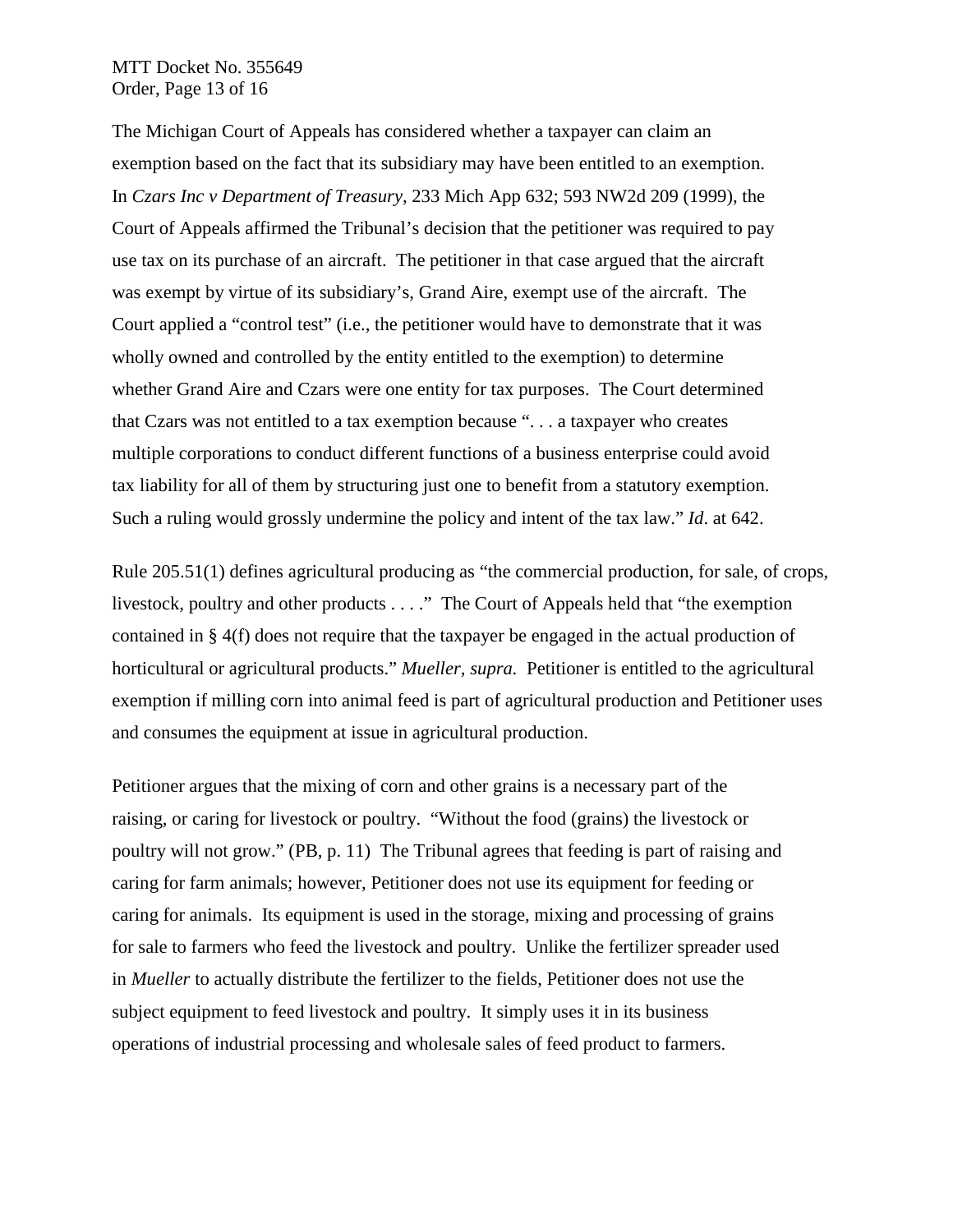The Michigan Court of Appeals has considered whether a taxpayer can claim an exemption based on the fact that its subsidiary may have been entitled to an exemption. In *Czars Inc v Department of Treasury*, 233 Mich App 632; 593 NW2d 209 (1999), the Court of Appeals affirmed the Tribunal's decision that the petitioner was required to pay use tax on its purchase of an aircraft. The petitioner in that case argued that the aircraft was exempt by virtue of its subsidiary's, Grand Aire, exempt use of the aircraft. The Court applied a "control test" (i.e., the petitioner would have to demonstrate that it was wholly owned and controlled by the entity entitled to the exemption) to determine whether Grand Aire and Czars were one entity for tax purposes. The Court determined that Czars was not entitled to a tax exemption because ". . . a taxpayer who creates multiple corporations to conduct different functions of a business enterprise could avoid tax liability for all of them by structuring just one to benefit from a statutory exemption. Such a ruling would grossly undermine the policy and intent of the tax law." *Id*. at 642.

Rule 205.51(1) defines agricultural producing as "the commercial production, for sale, of crops, livestock, poultry and other products . . . ." The Court of Appeals held that "the exemption contained in § 4(f) does not require that the taxpayer be engaged in the actual production of horticultural or agricultural products." *Mueller, supra.* Petitioner is entitled to the agricultural exemption if milling corn into animal feed is part of agricultural production and Petitioner uses and consumes the equipment at issue in agricultural production.

Petitioner argues that the mixing of corn and other grains is a necessary part of the raising, or caring for livestock or poultry. "Without the food (grains) the livestock or poultry will not grow." (PB, p. 11) The Tribunal agrees that feeding is part of raising and caring for farm animals; however, Petitioner does not use its equipment for feeding or caring for animals. Its equipment is used in the storage, mixing and processing of grains for sale to farmers who feed the livestock and poultry. Unlike the fertilizer spreader used in *Mueller* to actually distribute the fertilizer to the fields, Petitioner does not use the subject equipment to feed livestock and poultry. It simply uses it in its business operations of industrial processing and wholesale sales of feed product to farmers.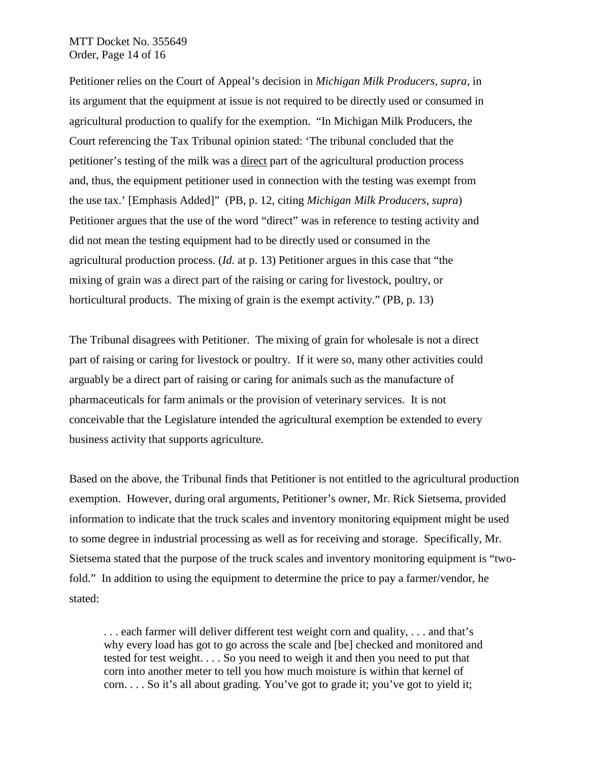Petitioner relies on the Court of Appeal's decision in *Michigan Milk Producers, supra*, in its argument that the equipment at issue is not required to be directly used or consumed in agricultural production to qualify for the exemption. "In Michigan Milk Producers, the Court referencing the Tax Tribunal opinion stated: 'The tribunal concluded that the petitioner's testing of the milk was a <u>direct</u> part of the agricultural production process and, thus, the equipment petitioner used in connection with the testing was exempt from the use tax.' [Emphasis Added]" (PB, p. 12, citing *Michigan Milk Producers, supra*) Petitioner argues that the use of the word "direct" was in reference to testing activity and did not mean the testing equipment had to be directly used or consumed in the agricultural production process. (*Id.* at p. 13) Petitioner argues in this case that "the mixing of grain was a direct part of the raising or caring for livestock, poultry, or horticultural products. The mixing of grain is the exempt activity." (PB, p. 13)

The Tribunal disagrees with Petitioner. The mixing of grain for wholesale is not a direct part of raising or caring for livestock or poultry. If it were so, many other activities could arguably be a direct part of raising or caring for animals such as the manufacture of pharmaceuticals for farm animals or the provision of veterinary services. It is not conceivable that the Legislature intended the agricultural exemption be extended to every business activity that supports agriculture.

Based on the above, the Tribunal finds that Petitioner is not entitled to the agricultural production exemption. However, during oral arguments, Petitioner's owner, Mr. Rick Sietsema, provided information to indicate that the truck scales and inventory monitoring equipment might be used to some degree in industrial processing as well as for receiving and storage. Specifically, Mr. Sietsema stated that the purpose of the truck scales and inventory monitoring equipment is "two-fold." In addition to using the equipment to determine the price to pay a farmer/vendor, he stated:

> . . . each farmer will deliver different test weight corn and quality, . . . and that's why every load has got to go across the scale and [be] checked and monitored and tested for test weight. . . . So you need to weigh it and then you need to put that corn into another meter to tell you how much moisture is within that kernel of corn. . . . So it's all about grading. You've got to grade it; you've got to yield it;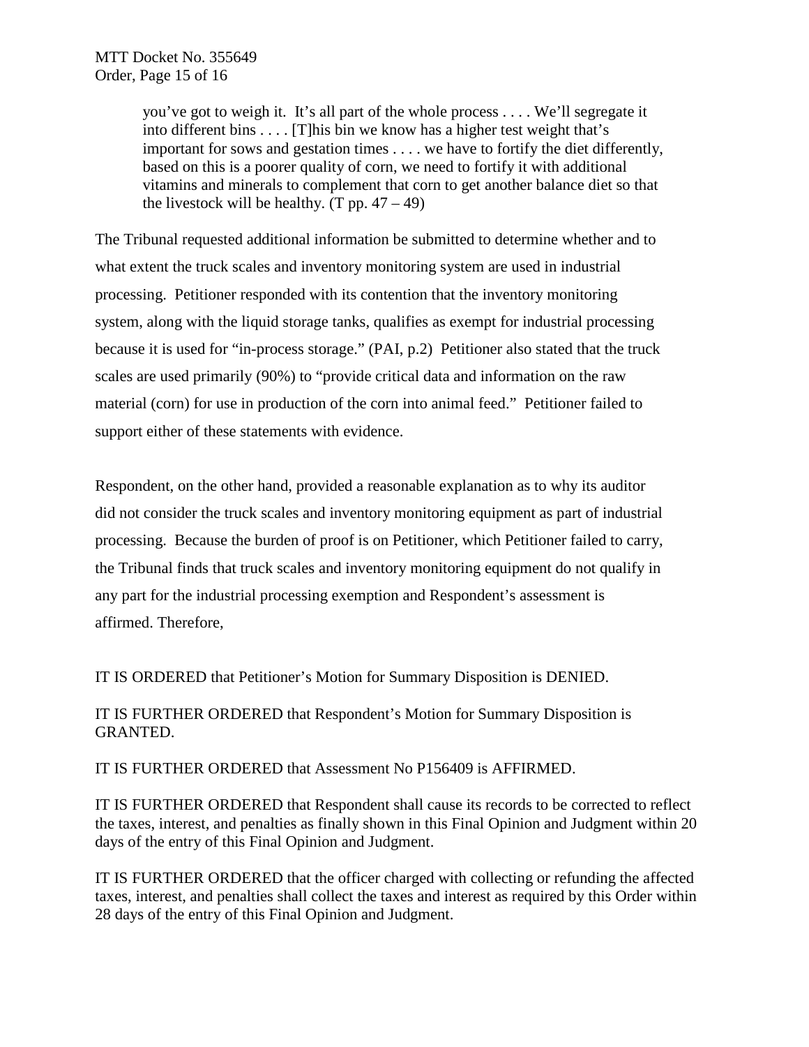> you've got to weigh it. It's all part of the whole process . . . . We'll segregate it into different bins . . . . [T]his bin we know has a higher test weight that's important for sows and gestation times . . . . we have to fortify the diet differently, based on this is a poorer quality of corn, we need to fortify it with additional vitamins and minerals to complement that corn to get another balance diet so that the livestock will be healthy. (T pp. 47 – 49)

The Tribunal requested additional information be submitted to determine whether and to what extent the truck scales and inventory monitoring system are used in industrial processing. Petitioner responded with its contention that the inventory monitoring system, along with the liquid storage tanks, qualifies as exempt for industrial processing because it is used for "in-process storage." (PAI, p.2) Petitioner also stated that the truck scales are used primarily (90%) to "provide critical data and information on the raw material (corn) for use in production of the corn into animal feed." Petitioner failed to support either of these statements with evidence.

Respondent, on the other hand, provided a reasonable explanation as to why its auditor did not consider the truck scales and inventory monitoring equipment as part of industrial processing. Because the burden of proof is on Petitioner, which Petitioner failed to carry, the Tribunal finds that truck scales and inventory monitoring equipment do not qualify in any part for the industrial processing exemption and Respondent's assessment is affirmed. Therefore,

IT IS ORDERED that Petitioner's Motion for Summary Disposition is DENIED.

IT IS FURTHER ORDERED that Respondent's Motion for Summary Disposition is GRANTED.

IT IS FURTHER ORDERED that Assessment No P156409 is AFFIRMED.

IT IS FURTHER ORDERED that Respondent shall cause its records to be corrected to reflect the taxes, interest, and penalties as finally shown in this Final Opinion and Judgment within 20 days of the entry of this Final Opinion and Judgment.

IT IS FURTHER ORDERED that the officer charged with collecting or refunding the affected taxes, interest, and penalties shall collect the taxes and interest as required by this Order within 28 days of the entry of this Final Opinion and Judgment.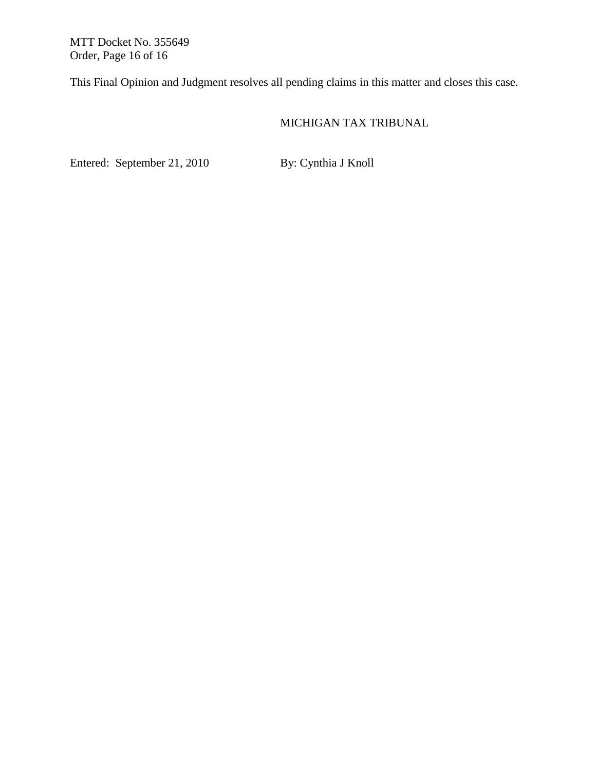This Final Opinion and Judgment resolves all pending claims in this matter and closes this case.

MICHIGAN TAX TRIBUNAL

Entered: September 21, 2010

By: Cynthia J Knoll